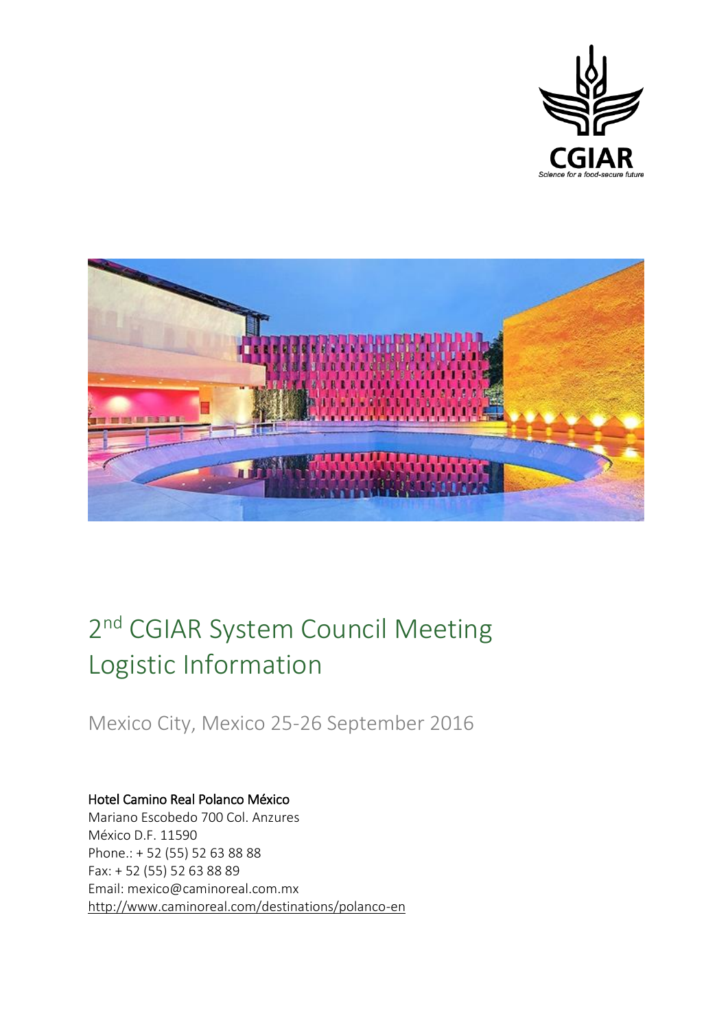# 2nd CGIAR System Council Meeting Logistic Information

Mexico City, Mexico 25-26 September 2016

**Hotel Camino Real Polanco México**
Mariano Escobedo 700 Col. Anzures
México D.F. 11590
Phone.: + 52 (55) 52 63 88 88
Fax: + 52 (55) 52 63 88 89
Email: mexico@caminoreal.com.mx
http://www.caminoreal.com/destinations/polanco-en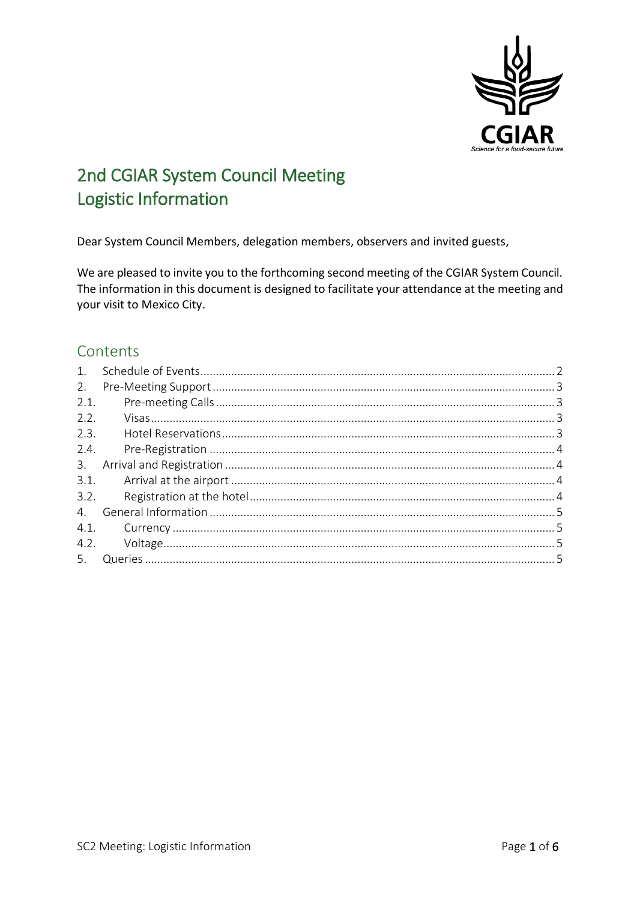# 2nd CGIAR System Council Meeting
# Logistic Information

Dear System Council Members, delegation members, observers and invited guests,

We are pleased to invite you to the forthcoming second meeting of the CGIAR System Council. The information in this document is designed to facilitate your attendance at the meeting and your visit to Mexico City.

## Contents

1. Schedule of Events ........ 2
2. Pre-Meeting Support ........ 3
   - 2.1. Pre-meeting Calls ........ 3
   - 2.2. Visas ........ 3
   - 2.3. Hotel Reservations ........ 3
   - 2.4. Pre-Registration ........ 4
3. Arrival and Registration ........ 4
   - 3.1. Arrival at the airport ........ 4
   - 3.2. Registration at the hotel ........ 4
4. General Information ........ 5
   - 4.1. Currency ........ 5
   - 4.2. Voltage ........ 5
5. Queries ........ 5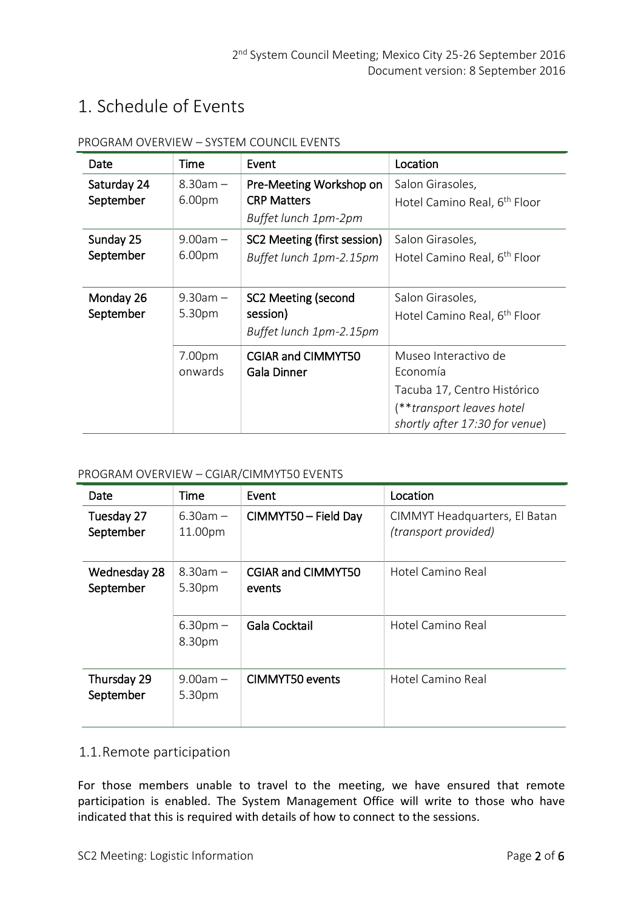# 1. Schedule of Events

PROGRAM OVERVIEW – SYSTEM COUNCIL EVENTS

| Date | Time | Event | Location |
|---|---|---|---|
| Saturday 24 September | 8.30am – 6.00pm | **Pre-Meeting Workshop on CRP Matters**<br>*Buffet lunch 1pm-2pm* | Salon Girasoles,<br>Hotel Camino Real, 6th Floor |
| Sunday 25 September | 9.00am – 6.00pm | **SC2 Meeting (first session)**<br>*Buffet lunch 1pm-2.15pm* | Salon Girasoles,<br>Hotel Camino Real, 6th Floor |
| Monday 26 September | 9.30am – 5.30pm | **SC2 Meeting (second session)**<br>*Buffet lunch 1pm-2.15pm* | Salon Girasoles,<br>Hotel Camino Real, 6th Floor |
| | 7.00pm onwards | **CGIAR and CIMMYT50 Gala Dinner** | Museo Interactivo de Economía<br>Tacuba 17, Centro Histórico<br>(***transport leaves hotel shortly after 17:30 for venue*) |

PROGRAM OVERVIEW – CGIAR/CIMMYT50 EVENTS

| Date | Time | Event | Location |
|---|---|---|---|
| Tuesday 27 September | 6.30am – 11.00pm | **CIMMYT50 – Field Day** | CIMMYT Headquarters, El Batan<br>*(transport provided)* |
| Wednesday 28 September | 8.30am – 5.30pm | **CGIAR and CIMMYT50 events** | Hotel Camino Real |
| | 6.30pm – 8.30pm | **Gala Cocktail** | Hotel Camino Real |
| Thursday 29 September | 9.00am – 5.30pm | **CIMMYT50 events** | Hotel Camino Real |

## 1.1. Remote participation

For those members unable to travel to the meeting, we have ensured that remote participation is enabled. The System Management Office will write to those who have indicated that this is required with details of how to connect to the sessions.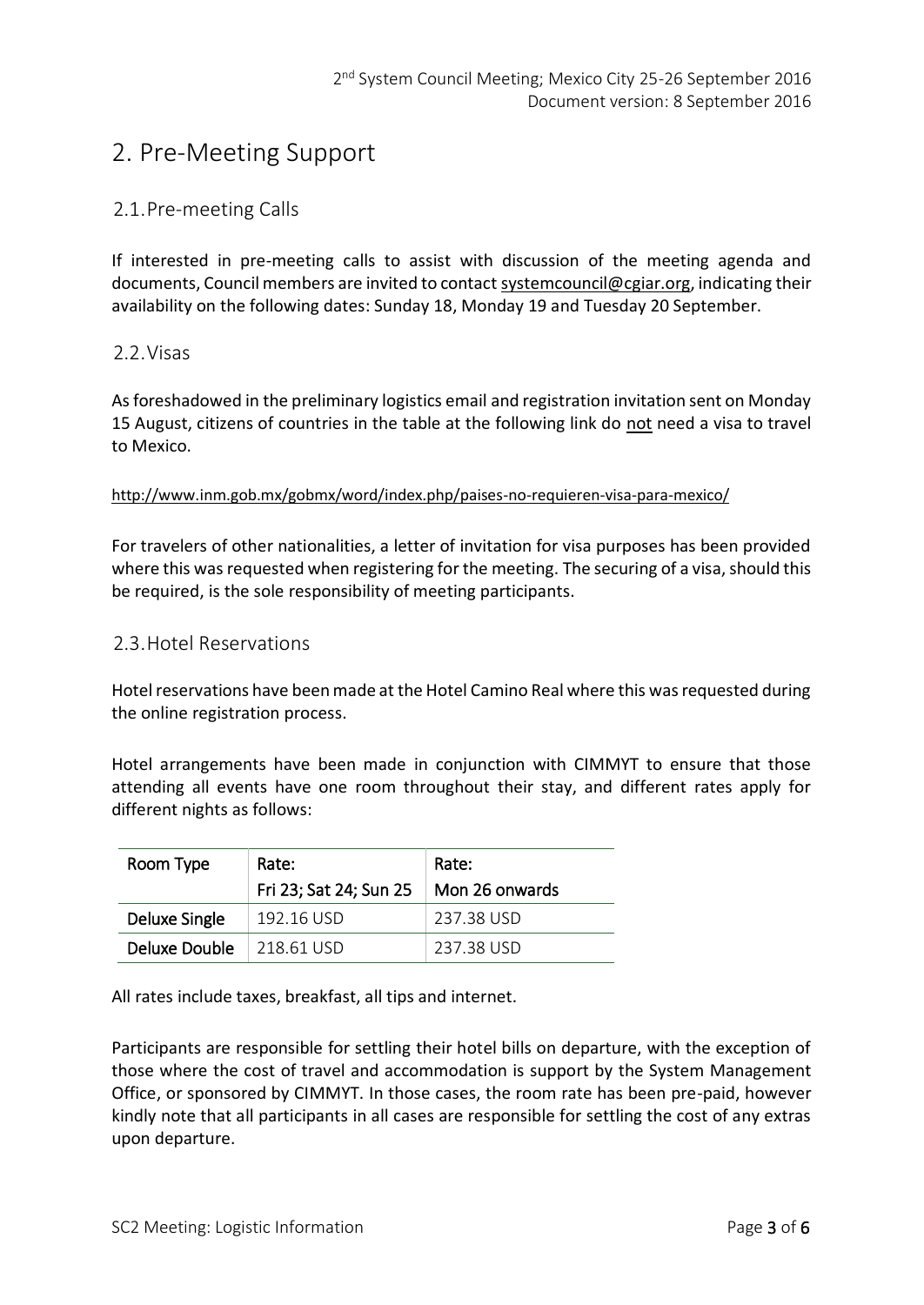# 2. Pre-Meeting Support

## 2.1. Pre-meeting Calls

If interested in pre-meeting calls to assist with discussion of the meeting agenda and documents, Council members are invited to contact systemcouncil@cgiar.org, indicating their availability on the following dates: Sunday 18, Monday 19 and Tuesday 20 September.

## 2.2. Visas

As foreshadowed in the preliminary logistics email and registration invitation sent on Monday 15 August, citizens of countries in the table at the following link do not need a visa to travel to Mexico.

http://www.inm.gob.mx/gobmx/word/index.php/paises-no-requieren-visa-para-mexico/

For travelers of other nationalities, a letter of invitation for visa purposes has been provided where this was requested when registering for the meeting. The securing of a visa, should this be required, is the sole responsibility of meeting participants.

## 2.3. Hotel Reservations

Hotel reservations have been made at the Hotel Camino Real where this was requested during the online registration process.

Hotel arrangements have been made in conjunction with CIMMYT to ensure that those attending all events have one room throughout their stay, and different rates apply for different nights as follows:

| Room Type | Rate: Fri 23; Sat 24; Sun 25 | Rate: Mon 26 onwards |
|---|---|---|
| Deluxe Single | 192.16 USD | 237.38 USD |
| Deluxe Double | 218.61 USD | 237.38 USD |

All rates include taxes, breakfast, all tips and internet.

Participants are responsible for settling their hotel bills on departure, with the exception of those where the cost of travel and accommodation is support by the System Management Office, or sponsored by CIMMYT. In those cases, the room rate has been pre-paid, however kindly note that all participants in all cases are responsible for settling the cost of any extras upon departure.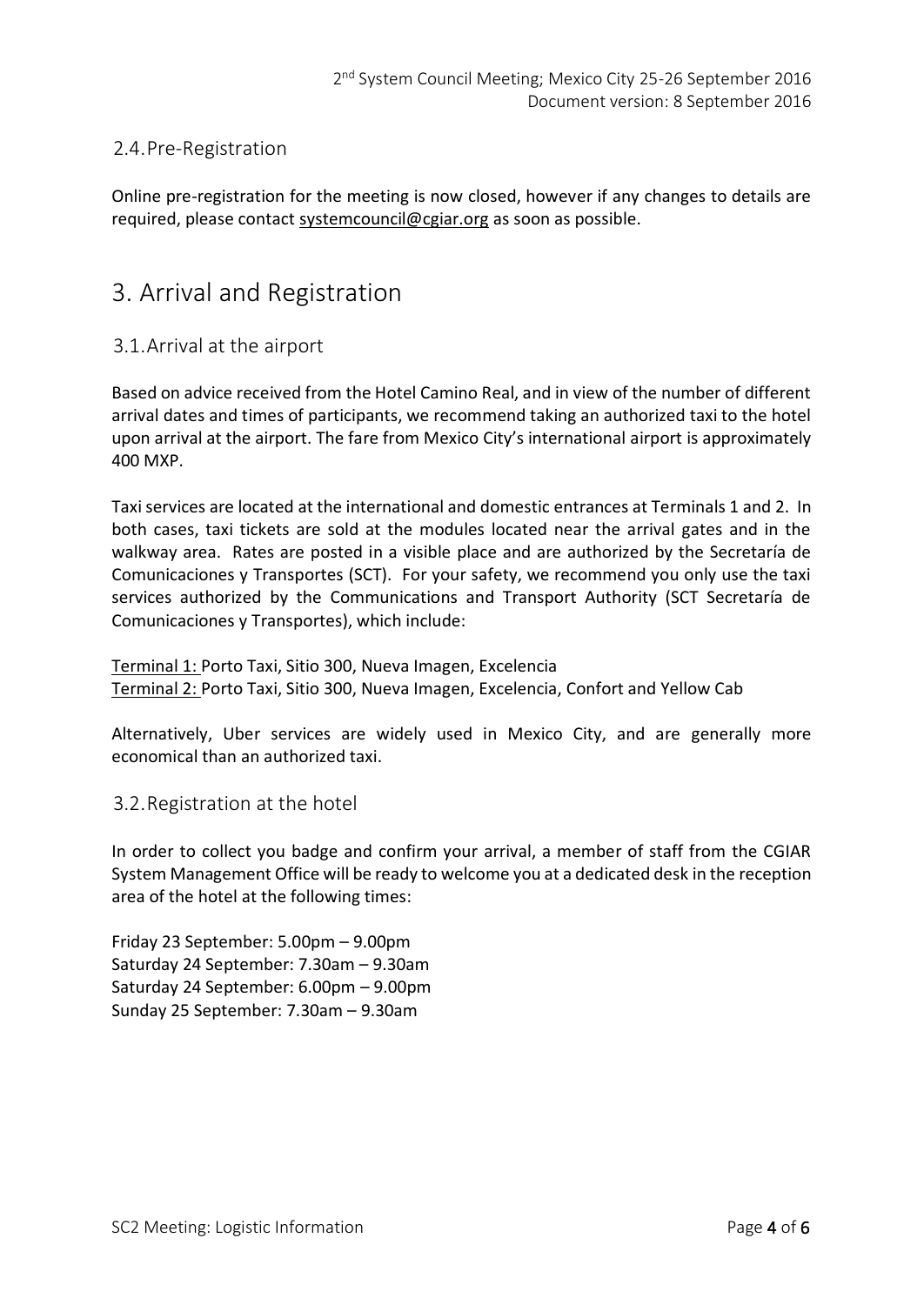### 2.4. Pre-Registration

Online pre-registration for the meeting is now closed, however if any changes to details are required, please contact systemcouncil@cgiar.org as soon as possible.

## 3. Arrival and Registration

### 3.1. Arrival at the airport

Based on advice received from the Hotel Camino Real, and in view of the number of different arrival dates and times of participants, we recommend taking an authorized taxi to the hotel upon arrival at the airport. The fare from Mexico City's international airport is approximately 400 MXP.

Taxi services are located at the international and domestic entrances at Terminals 1 and 2. In both cases, taxi tickets are sold at the modules located near the arrival gates and in the walkway area. Rates are posted in a visible place and are authorized by the Secretaría de Comunicaciones y Transportes (SCT). For your safety, we recommend you only use the taxi services authorized by the Communications and Transport Authority (SCT Secretaría de Comunicaciones y Transportes), which include:

Terminal 1: Porto Taxi, Sitio 300, Nueva Imagen, Excelencia
Terminal 2: Porto Taxi, Sitio 300, Nueva Imagen, Excelencia, Confort and Yellow Cab

Alternatively, Uber services are widely used in Mexico City, and are generally more economical than an authorized taxi.

### 3.2. Registration at the hotel

In order to collect you badge and confirm your arrival, a member of staff from the CGIAR System Management Office will be ready to welcome you at a dedicated desk in the reception area of the hotel at the following times:

Friday 23 September: 5.00pm – 9.00pm
Saturday 24 September: 7.30am – 9.30am
Saturday 24 September: 6.00pm – 9.00pm
Sunday 25 September: 7.30am – 9.30am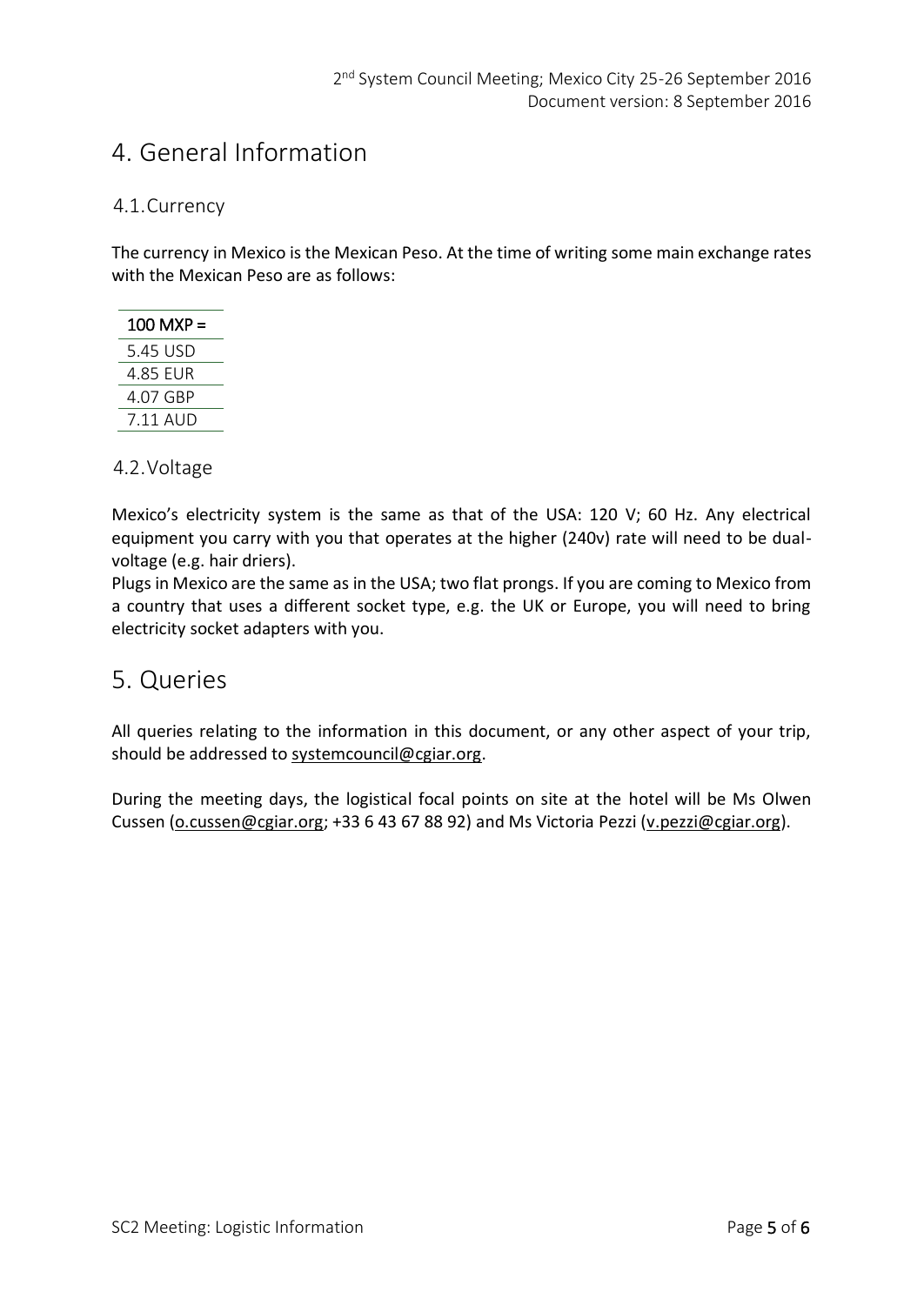# 4. General Information

## 4.1. Currency

The currency in Mexico is the Mexican Peso. At the time of writing some main exchange rates with the Mexican Peso are as follows:

| 100 MXP = |
| --- |
| 5.45 USD |
| 4.85 EUR |
| 4.07 GBP |
| 7.11 AUD |

## 4.2. Voltage

Mexico's electricity system is the same as that of the USA: 120 V; 60 Hz. Any electrical equipment you carry with you that operates at the higher (240v) rate will need to be dual-voltage (e.g. hair driers).

Plugs in Mexico are the same as in the USA; two flat prongs. If you are coming to Mexico from a country that uses a different socket type, e.g. the UK or Europe, you will need to bring electricity socket adapters with you.

# 5. Queries

All queries relating to the information in this document, or any other aspect of your trip, should be addressed to systemcouncil@cgiar.org.

During the meeting days, the logistical focal points on site at the hotel will be Ms Olwen Cussen (o.cussen@cgiar.org; +33 6 43 67 88 92) and Ms Victoria Pezzi (v.pezzi@cgiar.org).